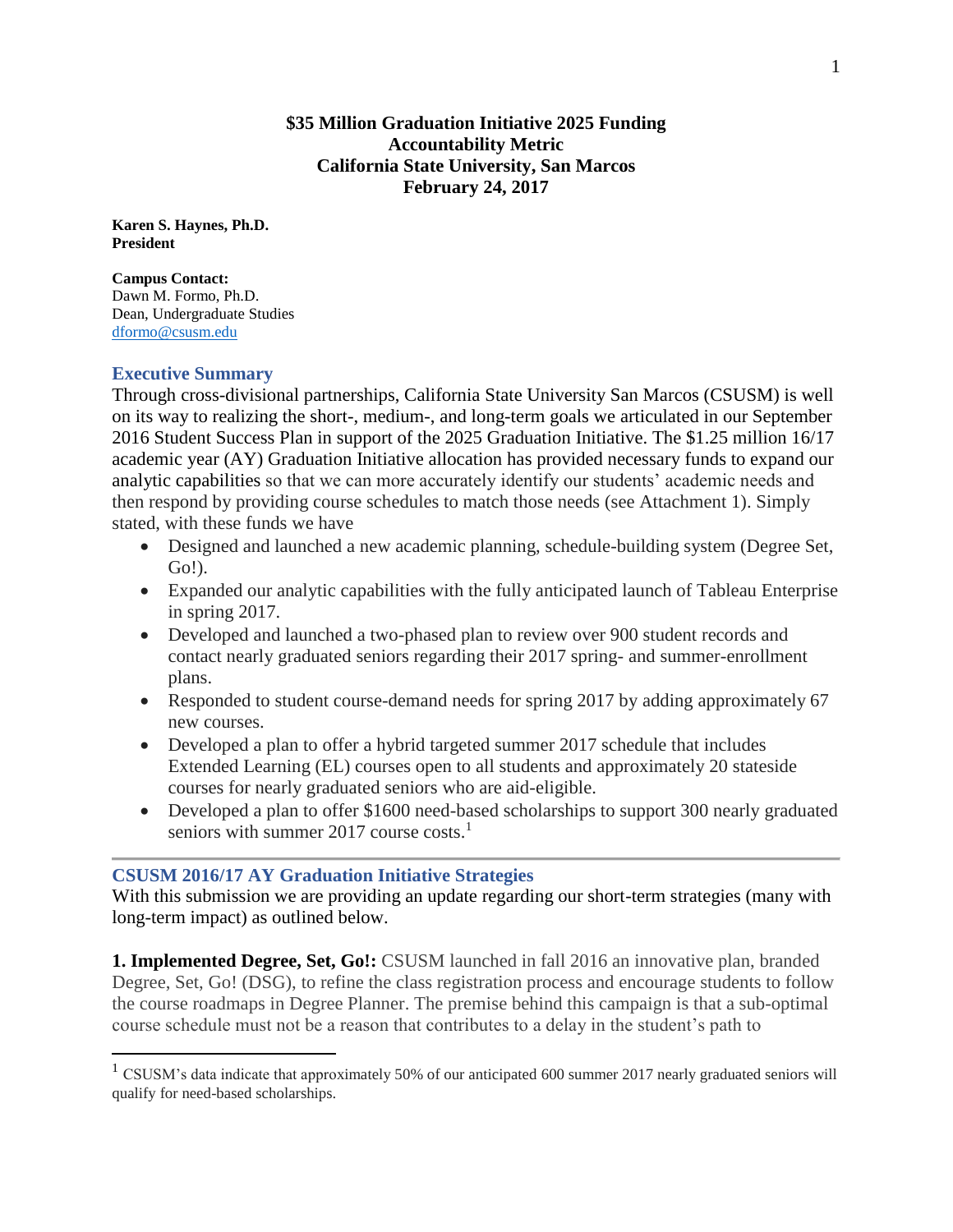**$35 Million Graduation Initiative 2025 Funding**
**Accountability Metric**
**California State University, San Marcos**
**February 24, 2017**

**Karen S. Haynes, Ph.D.**
**President**

**Campus Contact:**
Dawn M. Formo, Ph.D.
Dean, Undergraduate Studies
dformo@csusm.edu

## Executive Summary

Through cross-divisional partnerships, California State University San Marcos (CSUSM) is well on its way to realizing the short-, medium-, and long-term goals we articulated in our September 2016 Student Success Plan in support of the 2025 Graduation Initiative. The $1.25 million 16/17 academic year (AY) Graduation Initiative allocation has provided necessary funds to expand our analytic capabilities so that we can more accurately identify our students' academic needs and then respond by providing course schedules to match those needs (see Attachment 1). Simply stated, with these funds we have

- Designed and launched a new academic planning, schedule-building system (Degree Set, Go!).
- Expanded our analytic capabilities with the fully anticipated launch of Tableau Enterprise in spring 2017.
- Developed and launched a two-phased plan to review over 900 student records and contact nearly graduated seniors regarding their 2017 spring- and summer-enrollment plans.
- Responded to student course-demand needs for spring 2017 by adding approximately 67 new courses.
- Developed a plan to offer a hybrid targeted summer 2017 schedule that includes Extended Learning (EL) courses open to all students and approximately 20 stateside courses for nearly graduated seniors who are aid-eligible.
- Developed a plan to offer $1600 need-based scholarships to support 300 nearly graduated seniors with summer 2017 course costs.[1]

## CSUSM 2016/17 AY Graduation Initiative Strategies

With this submission we are providing an update regarding our short-term strategies (many with long-term impact) as outlined below.

**1. Implemented Degree, Set, Go!:** CSUSM launched in fall 2016 an innovative plan, branded Degree, Set, Go! (DSG), to refine the class registration process and encourage students to follow the course roadmaps in Degree Planner. The premise behind this campaign is that a sub-optimal course schedule must not be a reason that contributes to a delay in the student's path to

[1] CSUSM's data indicate that approximately 50% of our anticipated 600 summer 2017 nearly graduated seniors will qualify for need-based scholarships.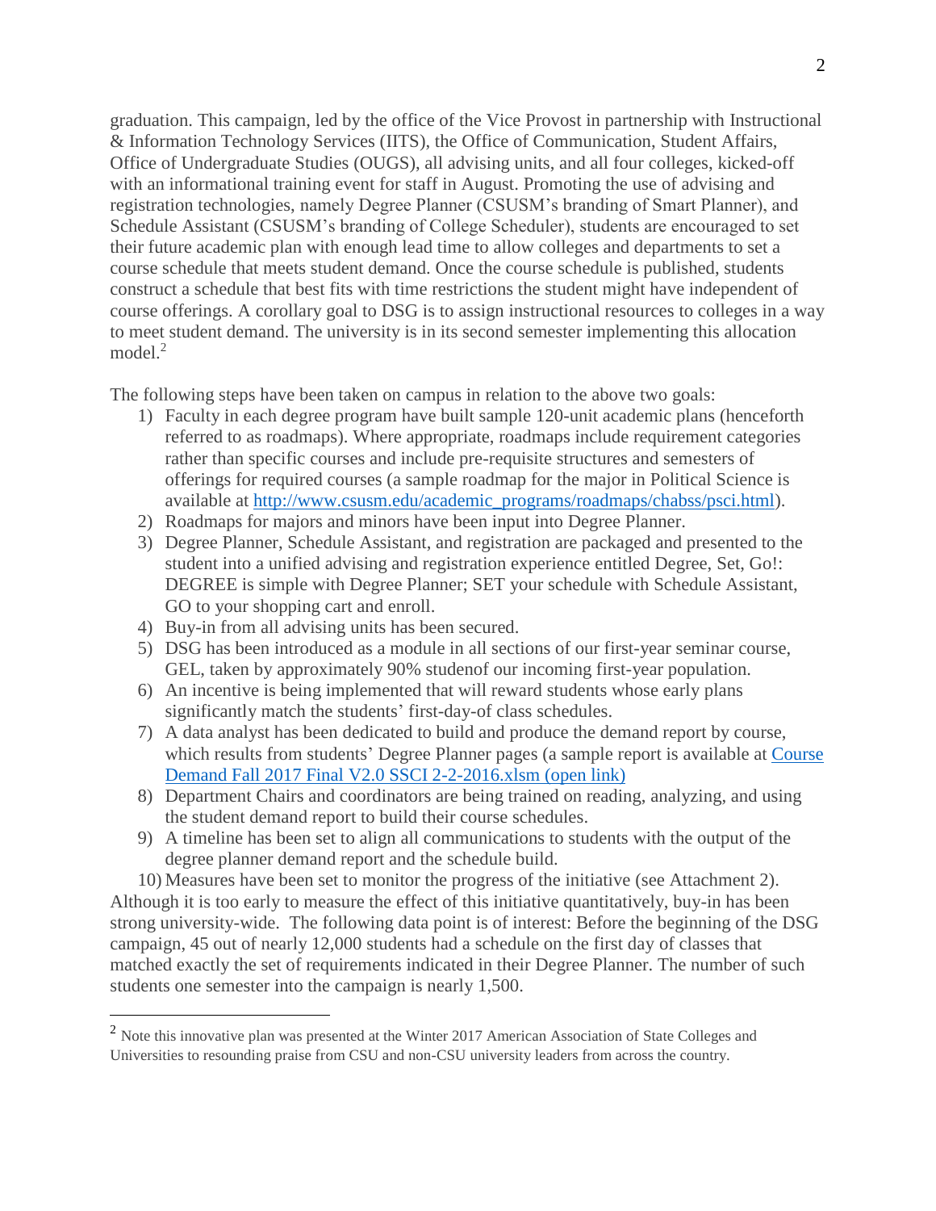graduation. This campaign, led by the office of the Vice Provost in partnership with Instructional & Information Technology Services (IITS), the Office of Communication, Student Affairs, Office of Undergraduate Studies (OUGS), all advising units, and all four colleges, kicked-off with an informational training event for staff in August. Promoting the use of advising and registration technologies, namely Degree Planner (CSUSM's branding of Smart Planner), and Schedule Assistant (CSUSM's branding of College Scheduler), students are encouraged to set their future academic plan with enough lead time to allow colleges and departments to set a course schedule that meets student demand. Once the course schedule is published, students construct a schedule that best fits with time restrictions the student might have independent of course offerings. A corollary goal to DSG is to assign instructional resources to colleges in a way to meet student demand. The university is in its second semester implementing this allocation model.[2]

The following steps have been taken on campus in relation to the above two goals:

1) Faculty in each degree program have built sample 120-unit academic plans (henceforth referred to as roadmaps). Where appropriate, roadmaps include requirement categories rather than specific courses and include pre-requisite structures and semesters of offerings for required courses (a sample roadmap for the major in Political Science is available at http://www.csusm.edu/academic_programs/roadmaps/chabss/psci.html).
2) Roadmaps for majors and minors have been input into Degree Planner.
3) Degree Planner, Schedule Assistant, and registration are packaged and presented to the student into a unified advising and registration experience entitled Degree, Set, Go!: DEGREE is simple with Degree Planner; SET your schedule with Schedule Assistant, GO to your shopping cart and enroll.
4) Buy-in from all advising units has been secured.
5) DSG has been introduced as a module in all sections of our first-year seminar course, GEL, taken by approximately 90% studenof our incoming first-year population.
6) An incentive is being implemented that will reward students whose early plans significantly match the students' first-day-of class schedules.
7) A data analyst has been dedicated to build and produce the demand report by course, which results from students' Degree Planner pages (a sample report is available at Course Demand Fall 2017 Final V2.0 SSCI 2-2-2016.xlsm (open link)
8) Department Chairs and coordinators are being trained on reading, analyzing, and using the student demand report to build their course schedules.
9) A timeline has been set to align all communications to students with the output of the degree planner demand report and the schedule build.
10) Measures have been set to monitor the progress of the initiative (see Attachment 2).

Although it is too early to measure the effect of this initiative quantitatively, buy-in has been strong university-wide. The following data point is of interest: Before the beginning of the DSG campaign, 45 out of nearly 12,000 students had a schedule on the first day of classes that matched exactly the set of requirements indicated in their Degree Planner. The number of such students one semester into the campaign is nearly 1,500.

[2] Note this innovative plan was presented at the Winter 2017 American Association of State Colleges and Universities to resounding praise from CSU and non-CSU university leaders from across the country.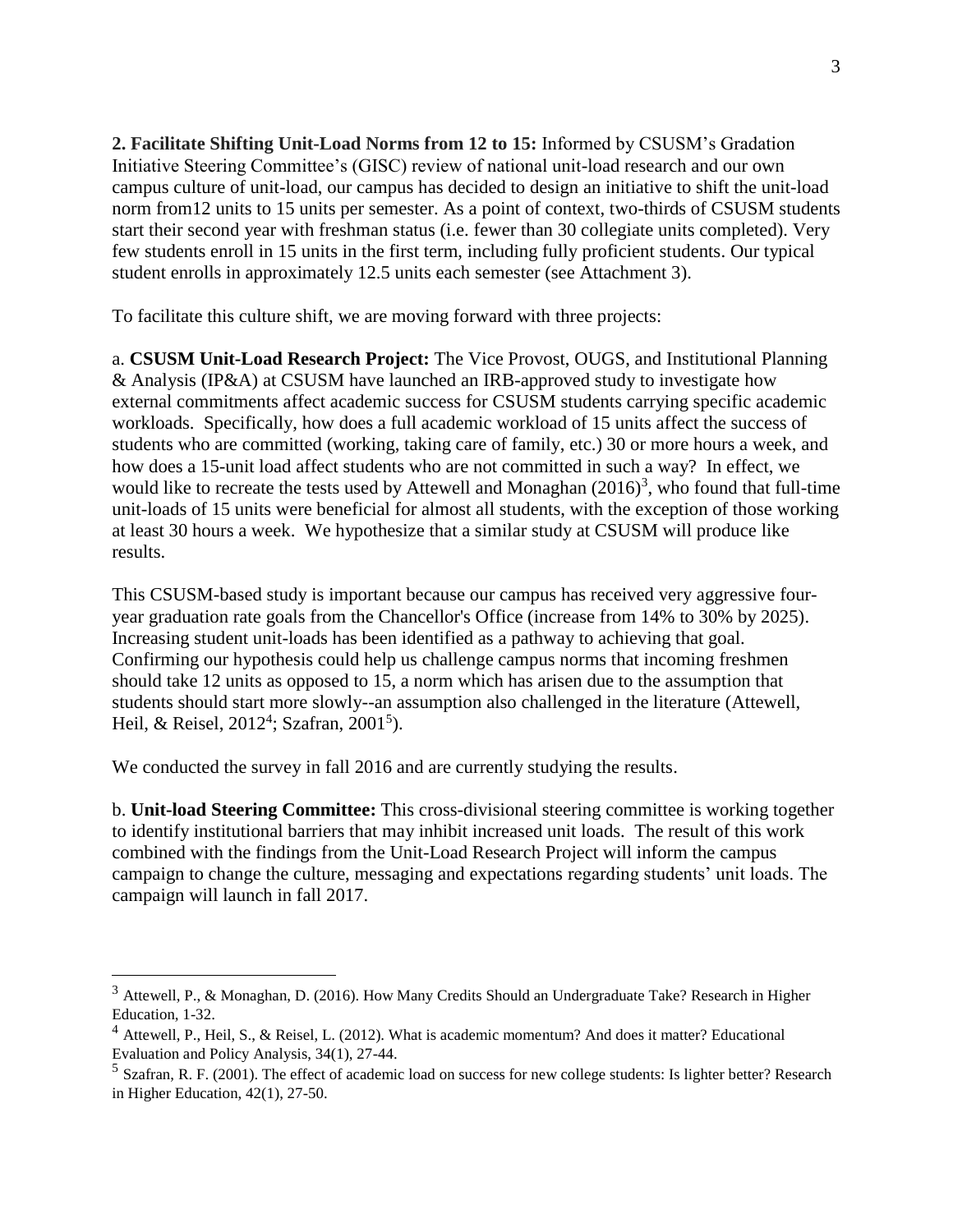**2. Facilitate Shifting Unit-Load Norms from 12 to 15:** Informed by CSUSM's Gradation Initiative Steering Committee's (GISC) review of national unit-load research and our own campus culture of unit-load, our campus has decided to design an initiative to shift the unit-load norm from12 units to 15 units per semester. As a point of context, two-thirds of CSUSM students start their second year with freshman status (i.e. fewer than 30 collegiate units completed). Very few students enroll in 15 units in the first term, including fully proficient students. Our typical student enrolls in approximately 12.5 units each semester (see Attachment 3).

To facilitate this culture shift, we are moving forward with three projects:

a. **CSUSM Unit-Load Research Project:** The Vice Provost, OUGS, and Institutional Planning & Analysis (IP&A) at CSUSM have launched an IRB-approved study to investigate how external commitments affect academic success for CSUSM students carrying specific academic workloads. Specifically, how does a full academic workload of 15 units affect the success of students who are committed (working, taking care of family, etc.) 30 or more hours a week, and how does a 15-unit load affect students who are not committed in such a way? In effect, we would like to recreate the tests used by Attewell and Monaghan (2016)[3], who found that full-time unit-loads of 15 units were beneficial for almost all students, with the exception of those working at least 30 hours a week. We hypothesize that a similar study at CSUSM will produce like results.

This CSUSM-based study is important because our campus has received very aggressive four-year graduation rate goals from the Chancellor's Office (increase from 14% to 30% by 2025). Increasing student unit-loads has been identified as a pathway to achieving that goal. Confirming our hypothesis could help us challenge campus norms that incoming freshmen should take 12 units as opposed to 15, a norm which has arisen due to the assumption that students should start more slowly--an assumption also challenged in the literature (Attewell, Heil, & Reisel, 2012[4]; Szafran, 2001[5]).

We conducted the survey in fall 2016 and are currently studying the results.

b. **Unit-load Steering Committee:** This cross-divisional steering committee is working together to identify institutional barriers that may inhibit increased unit loads. The result of this work combined with the findings from the Unit-Load Research Project will inform the campus campaign to change the culture, messaging and expectations regarding students' unit loads. The campaign will launch in fall 2017.

---

[3] Attewell, P., & Monaghan, D. (2016). How Many Credits Should an Undergraduate Take? Research in Higher Education, 1-32.

[4] Attewell, P., Heil, S., & Reisel, L. (2012). What is academic momentum? And does it matter? Educational Evaluation and Policy Analysis, 34(1), 27-44.

[5] Szafran, R. F. (2001). The effect of academic load on success for new college students: Is lighter better? Research in Higher Education, 42(1), 27-50.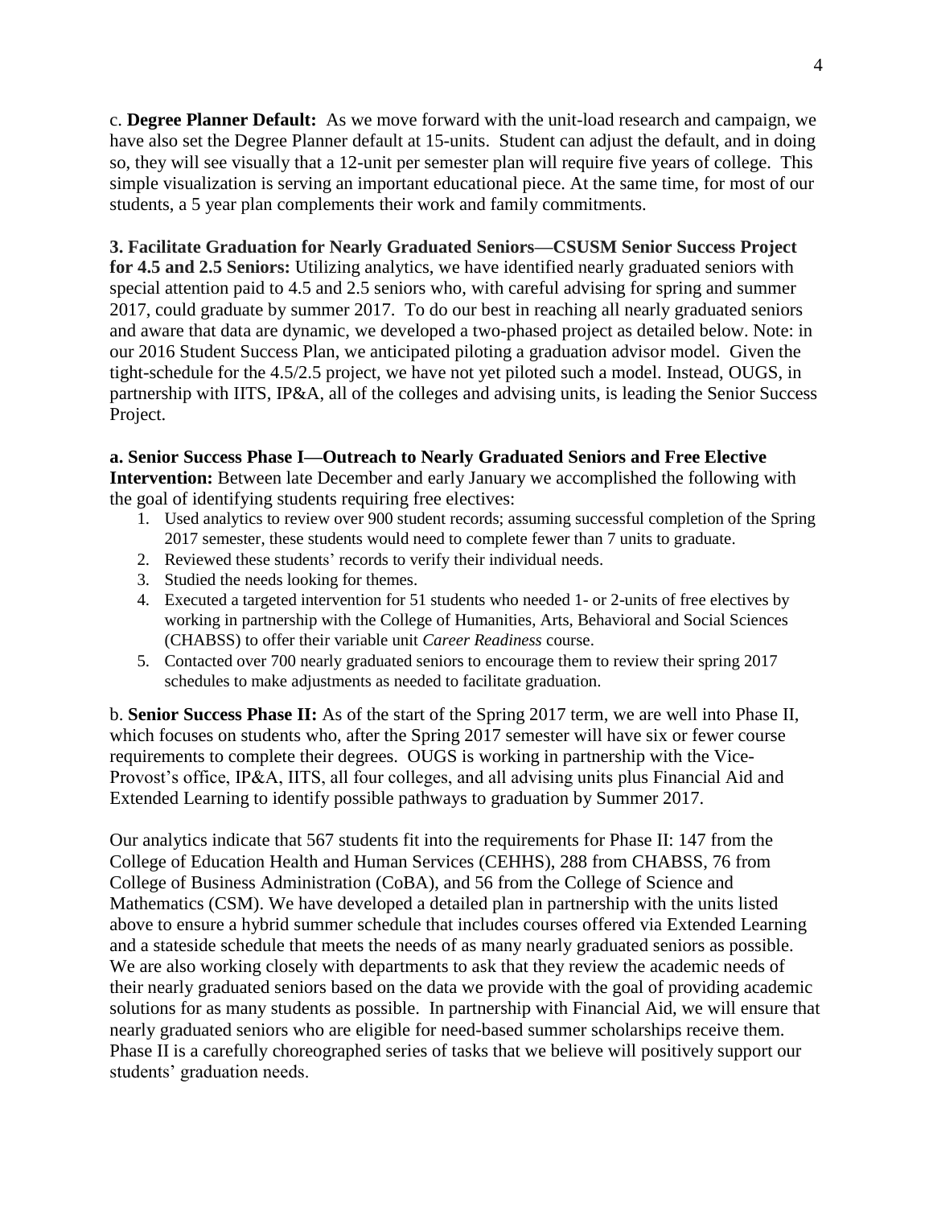c. **Degree Planner Default:** As we move forward with the unit-load research and campaign, we have also set the Degree Planner default at 15-units. Student can adjust the default, and in doing so, they will see visually that a 12-unit per semester plan will require five years of college. This simple visualization is serving an important educational piece. At the same time, for most of our students, a 5 year plan complements their work and family commitments.

**3. Facilitate Graduation for Nearly Graduated Seniors—CSUSM Senior Success Project for 4.5 and 2.5 Seniors:** Utilizing analytics, we have identified nearly graduated seniors with special attention paid to 4.5 and 2.5 seniors who, with careful advising for spring and summer 2017, could graduate by summer 2017. To do our best in reaching all nearly graduated seniors and aware that data are dynamic, we developed a two-phased project as detailed below. Note: in our 2016 Student Success Plan, we anticipated piloting a graduation advisor model. Given the tight-schedule for the 4.5/2.5 project, we have not yet piloted such a model. Instead, OUGS, in partnership with IITS, IP&A, all of the colleges and advising units, is leading the Senior Success Project.

**a. Senior Success Phase I—Outreach to Nearly Graduated Seniors and Free Elective Intervention:** Between late December and early January we accomplished the following with the goal of identifying students requiring free electives:

1. Used analytics to review over 900 student records; assuming successful completion of the Spring 2017 semester, these students would need to complete fewer than 7 units to graduate.
2. Reviewed these students' records to verify their individual needs.
3. Studied the needs looking for themes.
4. Executed a targeted intervention for 51 students who needed 1- or 2-units of free electives by working in partnership with the College of Humanities, Arts, Behavioral and Social Sciences (CHABSS) to offer their variable unit *Career Readiness* course.
5. Contacted over 700 nearly graduated seniors to encourage them to review their spring 2017 schedules to make adjustments as needed to facilitate graduation.

b. **Senior Success Phase II:** As of the start of the Spring 2017 term, we are well into Phase II, which focuses on students who, after the Spring 2017 semester will have six or fewer course requirements to complete their degrees. OUGS is working in partnership with the Vice-Provost's office, IP&A, IITS, all four colleges, and all advising units plus Financial Aid and Extended Learning to identify possible pathways to graduation by Summer 2017.

Our analytics indicate that 567 students fit into the requirements for Phase II: 147 from the College of Education Health and Human Services (CEHHS), 288 from CHABSS, 76 from College of Business Administration (CoBA), and 56 from the College of Science and Mathematics (CSM). We have developed a detailed plan in partnership with the units listed above to ensure a hybrid summer schedule that includes courses offered via Extended Learning and a stateside schedule that meets the needs of as many nearly graduated seniors as possible. We are also working closely with departments to ask that they review the academic needs of their nearly graduated seniors based on the data we provide with the goal of providing academic solutions for as many students as possible. In partnership with Financial Aid, we will ensure that nearly graduated seniors who are eligible for need-based summer scholarships receive them. Phase II is a carefully choreographed series of tasks that we believe will positively support our students' graduation needs.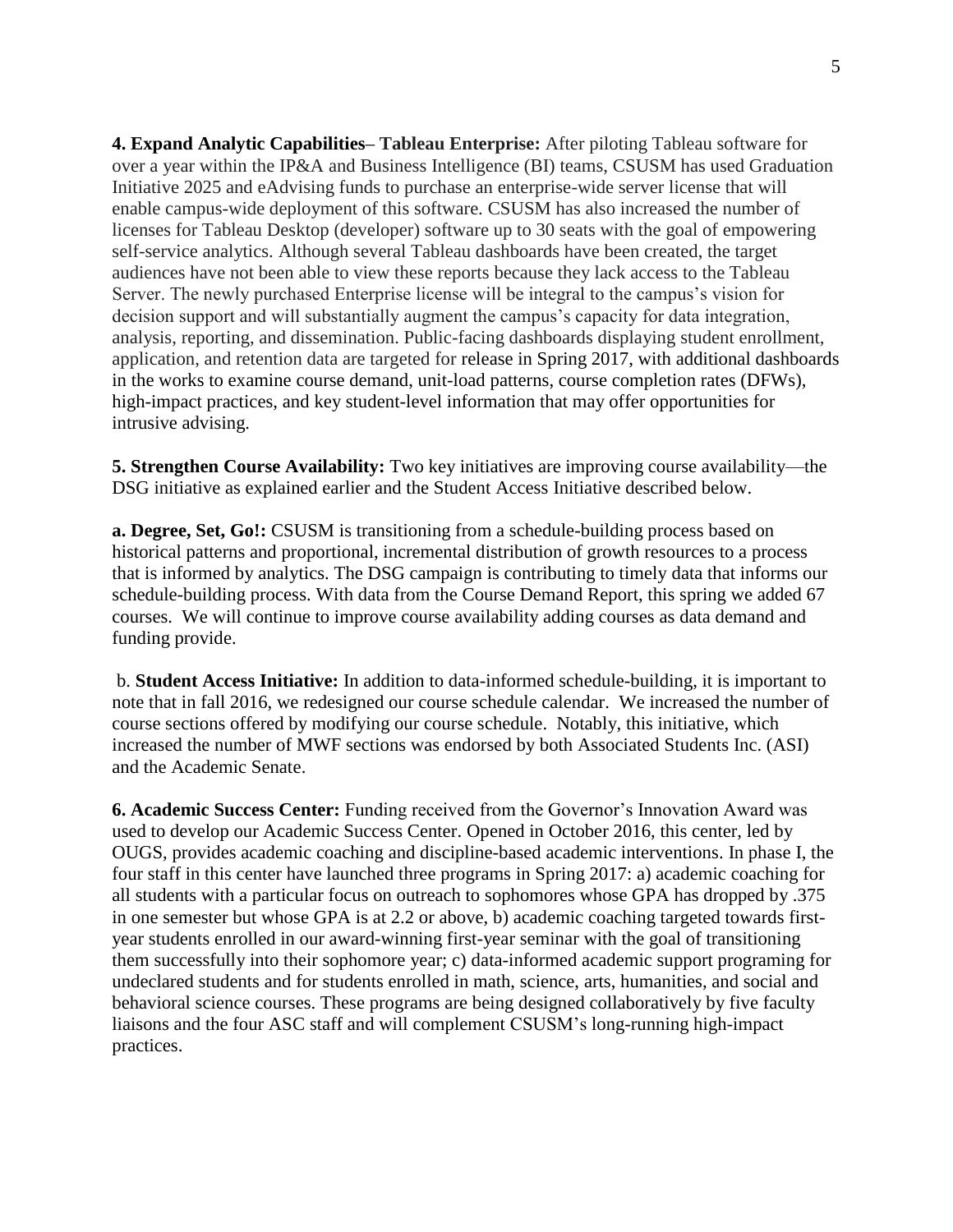**4. Expand Analytic Capabilities– Tableau Enterprise:** After piloting Tableau software for over a year within the IP&A and Business Intelligence (BI) teams, CSUSM has used Graduation Initiative 2025 and eAdvising funds to purchase an enterprise-wide server license that will enable campus-wide deployment of this software. CSUSM has also increased the number of licenses for Tableau Desktop (developer) software up to 30 seats with the goal of empowering self-service analytics. Although several Tableau dashboards have been created, the target audiences have not been able to view these reports because they lack access to the Tableau Server. The newly purchased Enterprise license will be integral to the campus's vision for decision support and will substantially augment the campus's capacity for data integration, analysis, reporting, and dissemination. Public-facing dashboards displaying student enrollment, application, and retention data are targeted for release in Spring 2017, with additional dashboards in the works to examine course demand, unit-load patterns, course completion rates (DFWs), high-impact practices, and key student-level information that may offer opportunities for intrusive advising.

**5. Strengthen Course Availability:** Two key initiatives are improving course availability—the DSG initiative as explained earlier and the Student Access Initiative described below.

**a. Degree, Set, Go!:** CSUSM is transitioning from a schedule-building process based on historical patterns and proportional, incremental distribution of growth resources to a process that is informed by analytics. The DSG campaign is contributing to timely data that informs our schedule-building process. With data from the Course Demand Report, this spring we added 67 courses. We will continue to improve course availability adding courses as data demand and funding provide.

b. **Student Access Initiative:** In addition to data-informed schedule-building, it is important to note that in fall 2016, we redesigned our course schedule calendar. We increased the number of course sections offered by modifying our course schedule. Notably, this initiative, which increased the number of MWF sections was endorsed by both Associated Students Inc. (ASI) and the Academic Senate.

**6. Academic Success Center:** Funding received from the Governor's Innovation Award was used to develop our Academic Success Center. Opened in October 2016, this center, led by OUGS, provides academic coaching and discipline-based academic interventions. In phase I, the four staff in this center have launched three programs in Spring 2017: a) academic coaching for all students with a particular focus on outreach to sophomores whose GPA has dropped by .375 in one semester but whose GPA is at 2.2 or above, b) academic coaching targeted towards first-year students enrolled in our award-winning first-year seminar with the goal of transitioning them successfully into their sophomore year; c) data-informed academic support programing for undeclared students and for students enrolled in math, science, arts, humanities, and social and behavioral science courses. These programs are being designed collaboratively by five faculty liaisons and the four ASC staff and will complement CSUSM's long-running high-impact practices.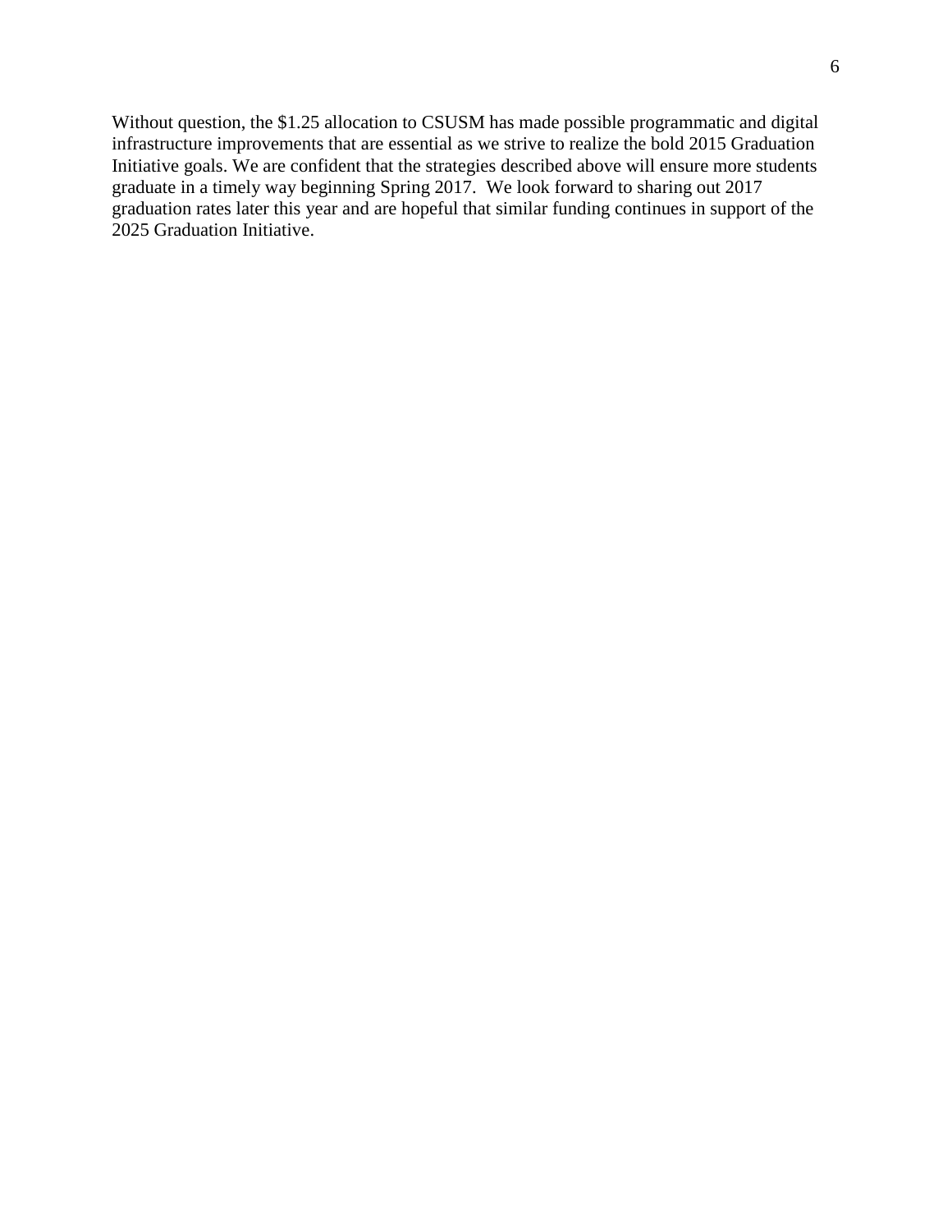Without question, the $1.25 allocation to CSUSM has made possible programmatic and digital infrastructure improvements that are essential as we strive to realize the bold 2015 Graduation Initiative goals. We are confident that the strategies described above will ensure more students graduate in a timely way beginning Spring 2017. We look forward to sharing out 2017 graduation rates later this year and are hopeful that similar funding continues in support of the 2025 Graduation Initiative.